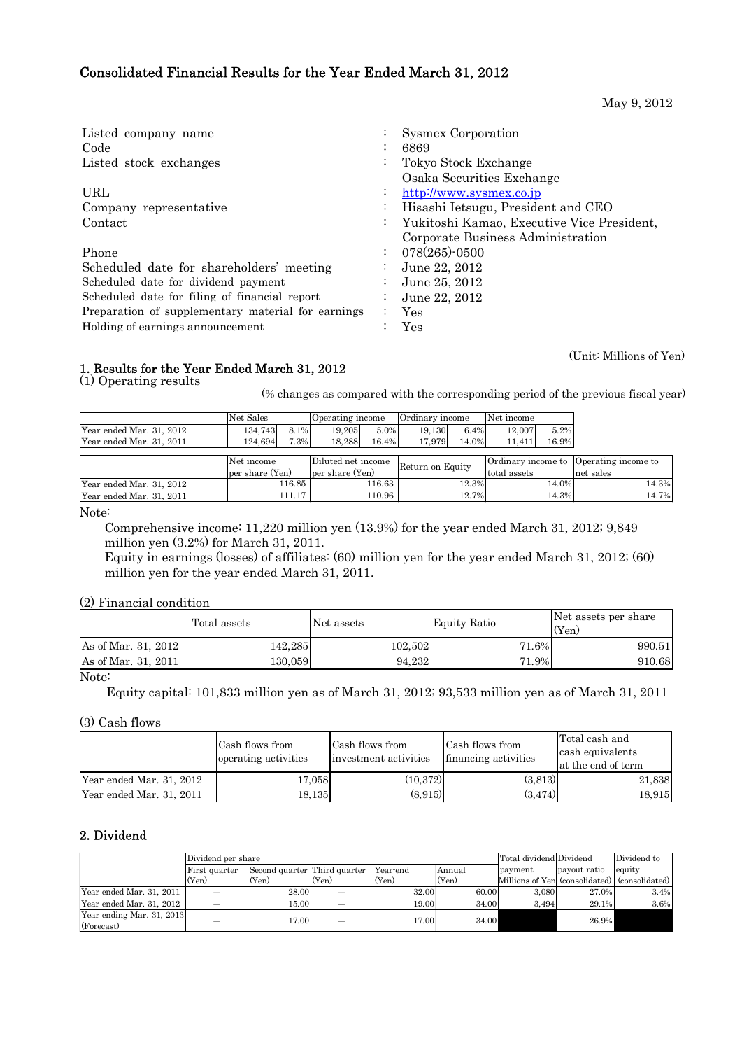# Consolidated Financial Results for the Year Ended March 31, 2012

May 9, 2012

| | | |
|---|---|---|
| Listed company name | : | Sysmex Corporation |
| Code | : | 6869 |
| Listed stock exchanges | : | Tokyo Stock Exchange<br>Osaka Securities Exchange |
| URL | : | http://www.sysmex.co.jp |
| Company representative | : | Hisashi Ietsugu, President and CEO |
| Contact | : | Yukitoshi Kamao, Executive Vice President, Corporate Business Administration |
| Phone | : | 078(265)-0500 |
| Scheduled date for shareholders' meeting | : | June 22, 2012 |
| Scheduled date for dividend payment | : | June 25, 2012 |
| Scheduled date for filing of financial report | : | June 22, 2012 |
| Preparation of supplementary material for earnings | : | Yes |
| Holding of earnings announcement | : | Yes |

(Unit: Millions of Yen)

## 1. Results for the Year Ended March 31, 2012

### (1) Operating results

(% changes as compared with the corresponding period of the previous fiscal year)

| | Net Sales | | Operating income | | Ordinary income | | Net income | |
|---|---|---|---|---|---|---|---|---|
| Year ended Mar. 31, 2012 | 134,743 | 8.1% | 19,205 | 5.0% | 19,130 | 6.4% | 12,007 | 5.2% |
| Year ended Mar. 31, 2011 | 124,694 | 7.3% | 18,288 | 16.4% | 17,979 | 14.0% | 11,411 | 16.9% |

| | Net income per share (Yen) | Diluted net income per share (Yen) | Return on Equity | Ordinary income to total assets | Operating income to net sales |
|---|---|---|---|---|---|
| Year ended Mar. 31, 2012 | 116.85 | 116.63 | 12.3% | 14.0% | 14.3% |
| Year ended Mar. 31, 2011 | 111.17 | 110.96 | 12.7% | 14.3% | 14.7% |

Note:

Comprehensive income: 11,220 million yen (13.9%) for the year ended March 31, 2012; 9,849 million yen (3.2%) for March 31, 2011.

Equity in earnings (losses) of affiliates: (60) million yen for the year ended March 31, 2012; (60) million yen for the year ended March 31, 2011.

### (2) Financial condition

| | Total assets | Net assets | Equity Ratio | Net assets per share (Yen) |
|---|---|---|---|---|
| As of Mar. 31, 2012 | 142,285 | 102,502 | 71.6% | 990.51 |
| As of Mar. 31, 2011 | 130,059 | 94,232 | 71.9% | 910.68 |

Note:

Equity capital: 101,833 million yen as of March 31, 2012; 93,533 million yen as of March 31, 2011

### (3) Cash flows

| | Cash flows from operating activities | Cash flows from investment activities | Cash flows from financing activities | Total cash and cash equivalents at the end of term |
|---|---|---|---|---|
| Year ended Mar. 31, 2012 | 17,058 | (10,372) | (3,813) | 21,838 |
| Year ended Mar. 31, 2011 | 18,135 | (8,915) | (3,474) | 18,915 |

## 2. Dividend

| | Dividend per share | | | | | Total dividend payment | Dividend payout ratio | Dividend to equity |
|---|---|---|---|---|---|---|---|---|
| | First quarter (Yen) | Second quarter (Yen) | Third quarter (Yen) | Year-end (Yen) | Annual (Yen) | Millions of Yen | (consolidated) | (consolidated) |
| Year ended Mar. 31, 2011 | — | 28.00 | — | 32.00 | 60.00 | 3,080 | 27.0% | 3.4% |
| Year ended Mar. 31, 2012 | — | 15.00 | — | 19.00 | 34.00 | 3,494 | 29.1% | 3.6% |
| Year ending Mar. 31, 2013 (Forecast) | — | 17.00 | — | 17.00 | 34.00 | | 26.9% | |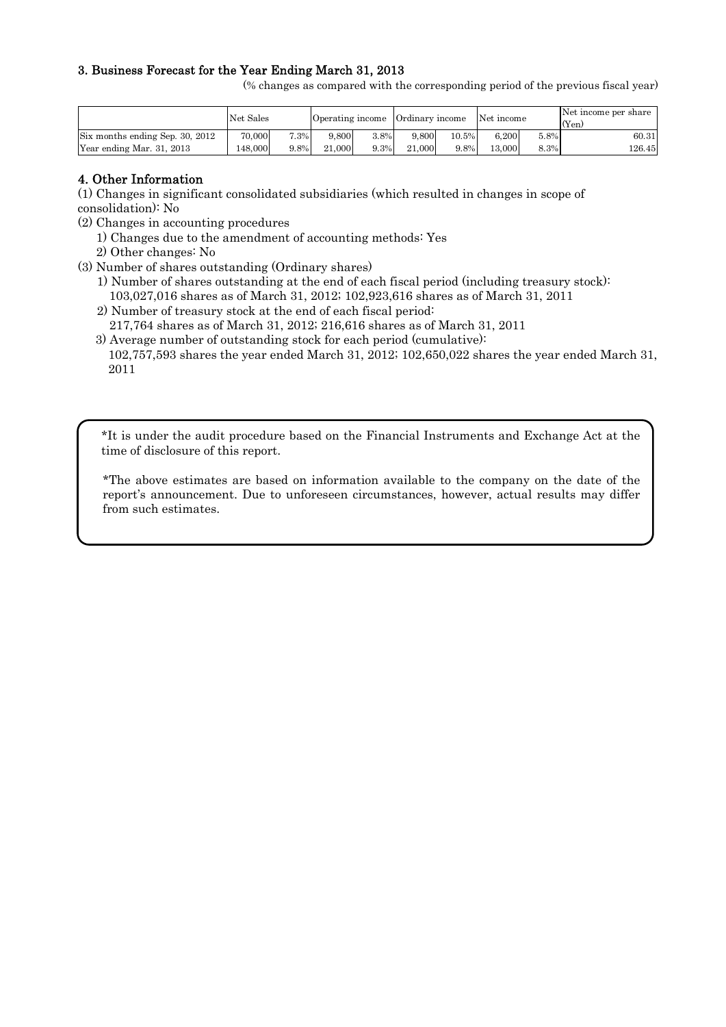### 3. Business Forecast for the Year Ending March 31, 2013

(% changes as compared with the corresponding period of the previous fiscal year)

| | Net Sales | | Operating income | | Ordinary income | | Net income | | Net income per share (Yen) |
|---|---|---|---|---|---|---|---|---|---|
| Six months ending Sep. 30, 2012 | 70,000 | 7.3% | 9,800 | 3.8% | 9,800 | 10.5% | 6,200 | 5.8% | 60.31 |
| Year ending Mar. 31, 2013 | 148,000 | 9.8% | 21,000 | 9.3% | 21,000 | 9.8% | 13,000 | 8.3% | 126.45 |

## 4. Other Information

(1) Changes in significant consolidated subsidiaries (which resulted in changes in scope of consolidation): No

(2) Changes in accounting procedures
   1) Changes due to the amendment of accounting methods: Yes
   2) Other changes: No

(3) Number of shares outstanding (Ordinary shares)
   1) Number of shares outstanding at the end of each fiscal period (including treasury stock):
      103,027,016 shares as of March 31, 2012; 102,923,616 shares as of March 31, 2011
   2) Number of treasury stock at the end of each fiscal period:
      217,764 shares as of March 31, 2012; 216,616 shares as of March 31, 2011
   3) Average number of outstanding stock for each period (cumulative):
      102,757,593 shares the year ended March 31, 2012; 102,650,022 shares the year ended March 31, 2011

*It is under the audit procedure based on the Financial Instruments and Exchange Act at the time of disclosure of this report.

*The above estimates are based on information available to the company on the date of the report's announcement. Due to unforeseen circumstances, however, actual results may differ from such estimates.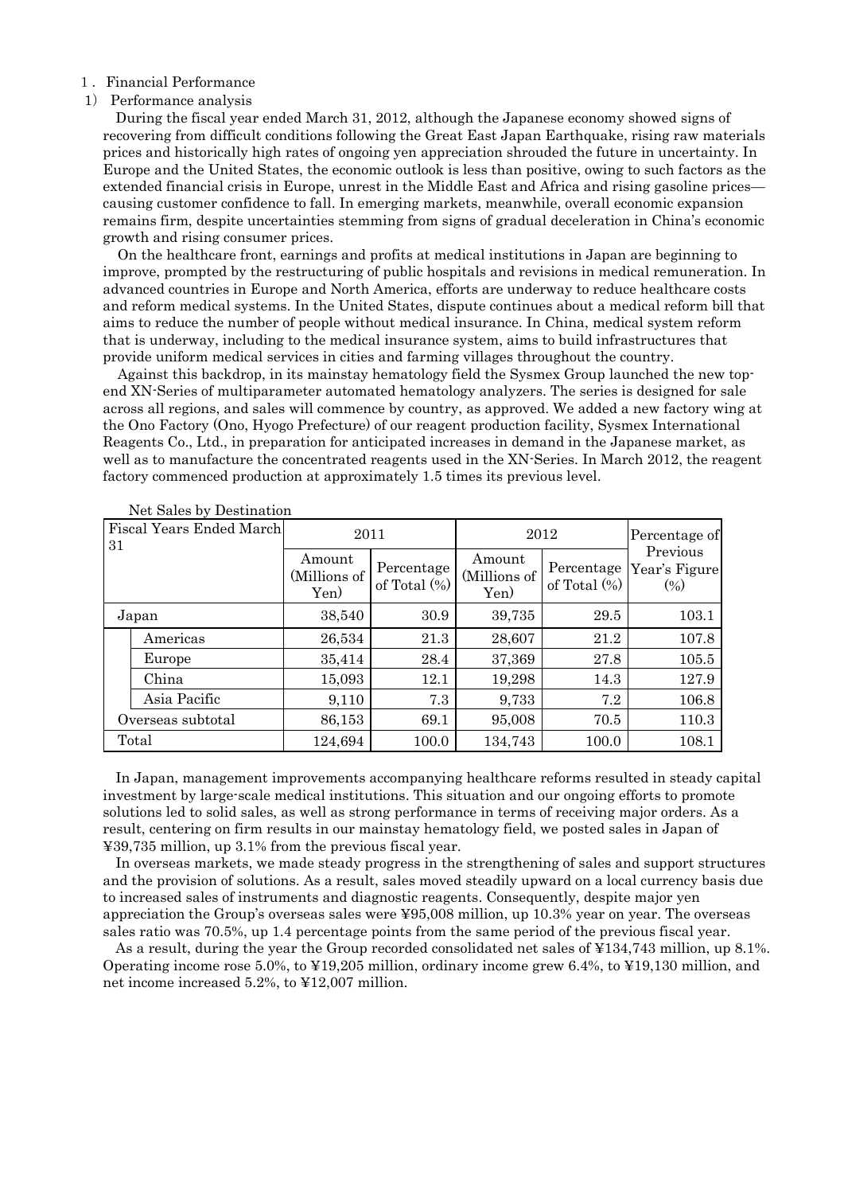1．Financial Performance

1）Performance analysis

During the fiscal year ended March 31, 2012, although the Japanese economy showed signs of recovering from difficult conditions following the Great East Japan Earthquake, rising raw materials prices and historically high rates of ongoing yen appreciation shrouded the future in uncertainty. In Europe and the United States, the economic outlook is less than positive, owing to such factors as the extended financial crisis in Europe, unrest in the Middle East and Africa and rising gasoline prices—causing customer confidence to fall. In emerging markets, meanwhile, overall economic expansion remains firm, despite uncertainties stemming from signs of gradual deceleration in China's economic growth and rising consumer prices.

On the healthcare front, earnings and profits at medical institutions in Japan are beginning to improve, prompted by the restructuring of public hospitals and revisions in medical remuneration. In advanced countries in Europe and North America, efforts are underway to reduce healthcare costs and reform medical systems. In the United States, dispute continues about a medical reform bill that aims to reduce the number of people without medical insurance. In China, medical system reform that is underway, including to the medical insurance system, aims to build infrastructures that provide uniform medical services in cities and farming villages throughout the country.

Against this backdrop, in its mainstay hematology field the Sysmex Group launched the new top-end XN-Series of multiparameter automated hematology analyzers. The series is designed for sale across all regions, and sales will commence by country, as approved. We added a new factory wing at the Ono Factory (Ono, Hyogo Prefecture) of our reagent production facility, Sysmex International Reagents Co., Ltd., in preparation for anticipated increases in demand in the Japanese market, as well as to manufacture the concentrated reagents used in the XN-Series. In March 2012, the reagent factory commenced production at approximately 1.5 times its previous level.

Net Sales by Destination

| Fiscal Years Ended March 31 | | 2011 | | 2012 | | Percentage of Previous Year's Figure (%) |
|---|---|---|---|---|---|---|
| | | Amount (Millions of Yen) | Percentage of Total (%) | Amount (Millions of Yen) | Percentage of Total (%) | |
| Japan | | 38,540 | 30.9 | 39,735 | 29.5 | 103.1 |
| | Americas | 26,534 | 21.3 | 28,607 | 21.2 | 107.8 |
| | Europe | 35,414 | 28.4 | 37,369 | 27.8 | 105.5 |
| | China | 15,093 | 12.1 | 19,298 | 14.3 | 127.9 |
| | Asia Pacific | 9,110 | 7.3 | 9,733 | 7.2 | 106.8 |
| Overseas subtotal | | 86,153 | 69.1 | 95,008 | 70.5 | 110.3 |
| Total | | 124,694 | 100.0 | 134,743 | 100.0 | 108.1 |

In Japan, management improvements accompanying healthcare reforms resulted in steady capital investment by large-scale medical institutions. This situation and our ongoing efforts to promote solutions led to solid sales, as well as strong performance in terms of receiving major orders. As a result, centering on firm results in our mainstay hematology field, we posted sales in Japan of ¥39,735 million, up 3.1% from the previous fiscal year.

In overseas markets, we made steady progress in the strengthening of sales and support structures and the provision of solutions. As a result, sales moved steadily upward on a local currency basis due to increased sales of instruments and diagnostic reagents. Consequently, despite major yen appreciation the Group's overseas sales were ¥95,008 million, up 10.3% year on year. The overseas sales ratio was 70.5%, up 1.4 percentage points from the same period of the previous fiscal year.

As a result, during the year the Group recorded consolidated net sales of ¥134,743 million, up 8.1%. Operating income rose 5.0%, to ¥19,205 million, ordinary income grew 6.4%, to ¥19,130 million, and net income increased 5.2%, to ¥12,007 million.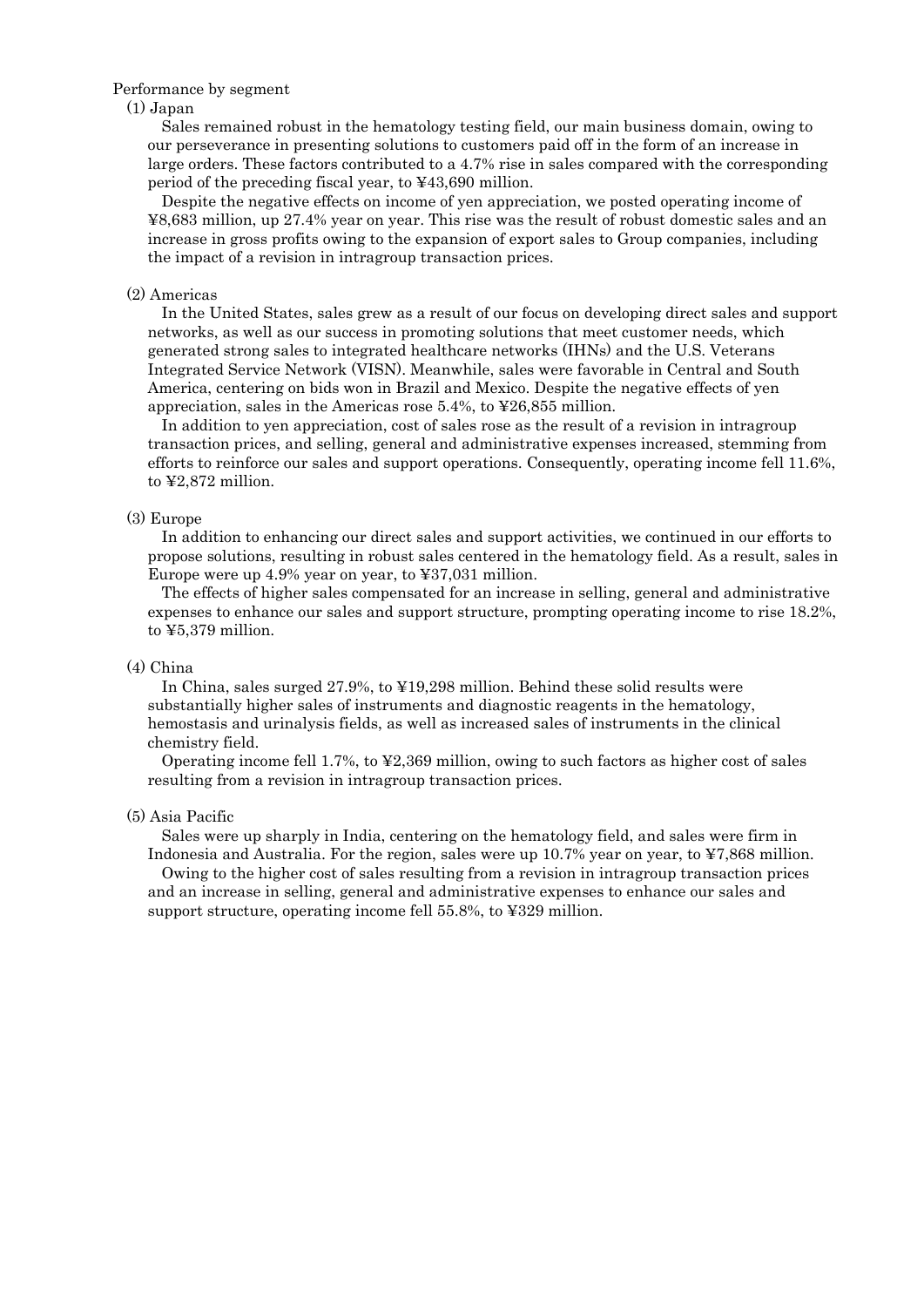Performance by segment

(1) Japan

Sales remained robust in the hematology testing field, our main business domain, owing to our perseverance in presenting solutions to customers paid off in the form of an increase in large orders. These factors contributed to a 4.7% rise in sales compared with the corresponding period of the preceding fiscal year, to ¥43,690 million.

Despite the negative effects on income of yen appreciation, we posted operating income of ¥8,683 million, up 27.4% year on year. This rise was the result of robust domestic sales and an increase in gross profits owing to the expansion of export sales to Group companies, including the impact of a revision in intragroup transaction prices.

(2) Americas

In the United States, sales grew as a result of our focus on developing direct sales and support networks, as well as our success in promoting solutions that meet customer needs, which generated strong sales to integrated healthcare networks (IHNs) and the U.S. Veterans Integrated Service Network (VISN). Meanwhile, sales were favorable in Central and South America, centering on bids won in Brazil and Mexico. Despite the negative effects of yen appreciation, sales in the Americas rose 5.4%, to ¥26,855 million.

In addition to yen appreciation, cost of sales rose as the result of a revision in intragroup transaction prices, and selling, general and administrative expenses increased, stemming from efforts to reinforce our sales and support operations. Consequently, operating income fell 11.6%, to ¥2,872 million.

(3) Europe

In addition to enhancing our direct sales and support activities, we continued in our efforts to propose solutions, resulting in robust sales centered in the hematology field. As a result, sales in Europe were up 4.9% year on year, to ¥37,031 million.

The effects of higher sales compensated for an increase in selling, general and administrative expenses to enhance our sales and support structure, prompting operating income to rise 18.2%, to ¥5,379 million.

(4) China

In China, sales surged 27.9%, to ¥19,298 million. Behind these solid results were substantially higher sales of instruments and diagnostic reagents in the hematology, hemostasis and urinalysis fields, as well as increased sales of instruments in the clinical chemistry field.

Operating income fell 1.7%, to ¥2,369 million, owing to such factors as higher cost of sales resulting from a revision in intragroup transaction prices.

(5) Asia Pacific

Sales were up sharply in India, centering on the hematology field, and sales were firm in Indonesia and Australia. For the region, sales were up 10.7% year on year, to ¥7,868 million.

Owing to the higher cost of sales resulting from a revision in intragroup transaction prices and an increase in selling, general and administrative expenses to enhance our sales and support structure, operating income fell 55.8%, to ¥329 million.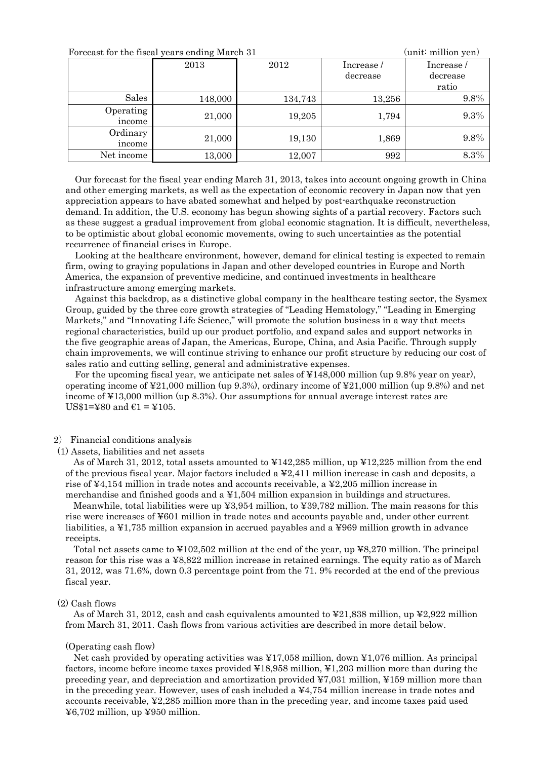Forecast for the fiscal years ending March 31 (unit: million yen)

| | 2013 | 2012 | Increase / decrease | Increase / decrease ratio |
|---|---|---|---|---|
| Sales | 148,000 | 134,743 | 13,256 | 9.8% |
| Operating income | 21,000 | 19,205 | 1,794 | 9.3% |
| Ordinary income | 21,000 | 19,130 | 1,869 | 9.8% |
| Net income | 13,000 | 12,007 | 992 | 8.3% |

Our forecast for the fiscal year ending March 31, 2013, takes into account ongoing growth in China and other emerging markets, as well as the expectation of economic recovery in Japan now that yen appreciation appears to have abated somewhat and helped by post-earthquake reconstruction demand. In addition, the U.S. economy has begun showing sights of a partial recovery. Factors such as these suggest a gradual improvement from global economic stagnation. It is difficult, nevertheless, to be optimistic about global economic movements, owing to such uncertainties as the potential recurrence of financial crises in Europe.

Looking at the healthcare environment, however, demand for clinical testing is expected to remain firm, owing to graying populations in Japan and other developed countries in Europe and North America, the expansion of preventive medicine, and continued investments in healthcare infrastructure among emerging markets.

Against this backdrop, as a distinctive global company in the healthcare testing sector, the Sysmex Group, guided by the three core growth strategies of "Leading Hematology," "Leading in Emerging Markets," and "Innovating Life Science," will promote the solution business in a way that meets regional characteristics, build up our product portfolio, and expand sales and support networks in the five geographic areas of Japan, the Americas, Europe, China, and Asia Pacific. Through supply chain improvements, we will continue striving to enhance our profit structure by reducing our cost of sales ratio and cutting selling, general and administrative expenses.

For the upcoming fiscal year, we anticipate net sales of ¥148,000 million (up 9.8% year on year), operating income of ¥21,000 million (up 9.3%), ordinary income of ¥21,000 million (up 9.8%) and net income of ¥13,000 million (up 8.3%). Our assumptions for annual average interest rates are US$1=¥80 and €1 = ¥105.

2) Financial conditions analysis

(1) Assets, liabilities and net assets

As of March 31, 2012, total assets amounted to ¥142,285 million, up ¥12,225 million from the end of the previous fiscal year. Major factors included a ¥2,411 million increase in cash and deposits, a rise of ¥4,154 million in trade notes and accounts receivable, a ¥2,205 million increase in merchandise and finished goods and a ¥1,504 million expansion in buildings and structures.

Meanwhile, total liabilities were up ¥3,954 million, to ¥39,782 million. The main reasons for this rise were increases of ¥601 million in trade notes and accounts payable and, under other current liabilities, a ¥1,735 million expansion in accrued payables and a ¥969 million growth in advance receipts.

Total net assets came to ¥102,502 million at the end of the year, up ¥8,270 million. The principal reason for this rise was a ¥8,822 million increase in retained earnings. The equity ratio as of March 31, 2012, was 71.6%, down 0.3 percentage point from the 71. 9% recorded at the end of the previous fiscal year.

(2) Cash flows

As of March 31, 2012, cash and cash equivalents amounted to ¥21,838 million, up ¥2,922 million from March 31, 2011. Cash flows from various activities are described in more detail below.

(Operating cash flow)

Net cash provided by operating activities was ¥17,058 million, down ¥1,076 million. As principal factors, income before income taxes provided ¥18,958 million, ¥1,203 million more than during the preceding year, and depreciation and amortization provided ¥7,031 million, ¥159 million more than in the preceding year. However, uses of cash included a ¥4,754 million increase in trade notes and accounts receivable, ¥2,285 million more than in the preceding year, and income taxes paid used ¥6,702 million, up ¥950 million.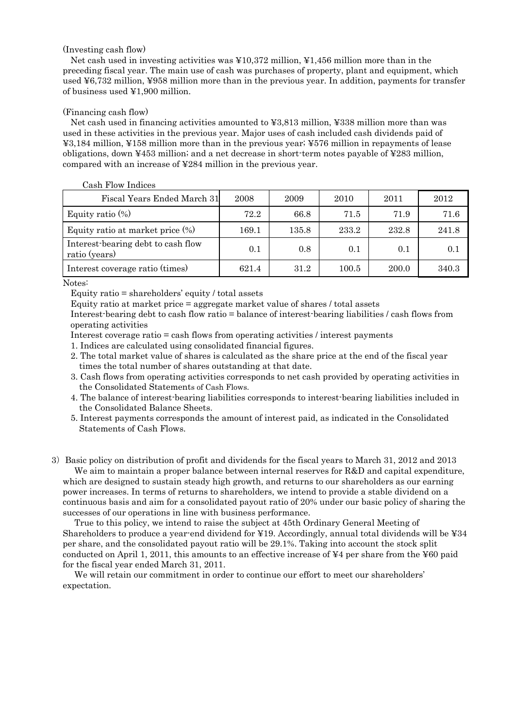(Investing cash flow)

Net cash used in investing activities was ¥10,372 million, ¥1,456 million more than in the preceding fiscal year. The main use of cash was purchases of property, plant and equipment, which used ¥6,732 million, ¥958 million more than in the previous year. In addition, payments for transfer of business used ¥1,900 million.

(Financing cash flow)

Net cash used in financing activities amounted to ¥3,813 million, ¥338 million more than was used in these activities in the previous year. Major uses of cash included cash dividends paid of ¥3,184 million, ¥158 million more than in the previous year; ¥576 million in repayments of lease obligations, down ¥453 million; and a net decrease in short-term notes payable of ¥283 million, compared with an increase of ¥284 million in the previous year.

Cash Flow Indices

| Fiscal Years Ended March 31 | 2008 | 2009 | 2010 | 2011 | 2012 |
|---|---|---|---|---|---|
| Equity ratio (%) | 72.2 | 66.8 | 71.5 | 71.9 | 71.6 |
| Equity ratio at market price (%) | 169.1 | 135.8 | 233.2 | 232.8 | 241.8 |
| Interest-bearing debt to cash flow ratio (years) | 0.1 | 0.8 | 0.1 | 0.1 | 0.1 |
| Interest coverage ratio (times) | 621.4 | 31.2 | 100.5 | 200.0 | 340.3 |

Notes:

Equity ratio = shareholders' equity / total assets

Equity ratio at market price = aggregate market value of shares / total assets

Interest-bearing debt to cash flow ratio = balance of interest-bearing liabilities / cash flows from operating activities

Interest coverage ratio = cash flows from operating activities / interest payments

1. Indices are calculated using consolidated financial figures.
2. The total market value of shares is calculated as the share price at the end of the fiscal year times the total number of shares outstanding at that date.
3. Cash flows from operating activities corresponds to net cash provided by operating activities in the Consolidated Statements of Cash Flows.
4. The balance of interest-bearing liabilities corresponds to interest-bearing liabilities included in the Consolidated Balance Sheets.
5. Interest payments corresponds the amount of interest paid, as indicated in the Consolidated Statements of Cash Flows.

3) Basic policy on distribution of profit and dividends for the fiscal years to March 31, 2012 and 2013

We aim to maintain a proper balance between internal reserves for R&D and capital expenditure, which are designed to sustain steady high growth, and returns to our shareholders as our earning power increases. In terms of returns to shareholders, we intend to provide a stable dividend on a continuous basis and aim for a consolidated payout ratio of 20% under our basic policy of sharing the successes of our operations in line with business performance.

True to this policy, we intend to raise the subject at 45th Ordinary General Meeting of Shareholders to produce a year-end dividend for ¥19. Accordingly, annual total dividends will be ¥34 per share, and the consolidated payout ratio will be 29.1%. Taking into account the stock split conducted on April 1, 2011, this amounts to an effective increase of ¥4 per share from the ¥60 paid for the fiscal year ended March 31, 2011.

We will retain our commitment in order to continue our effort to meet our shareholders' expectation.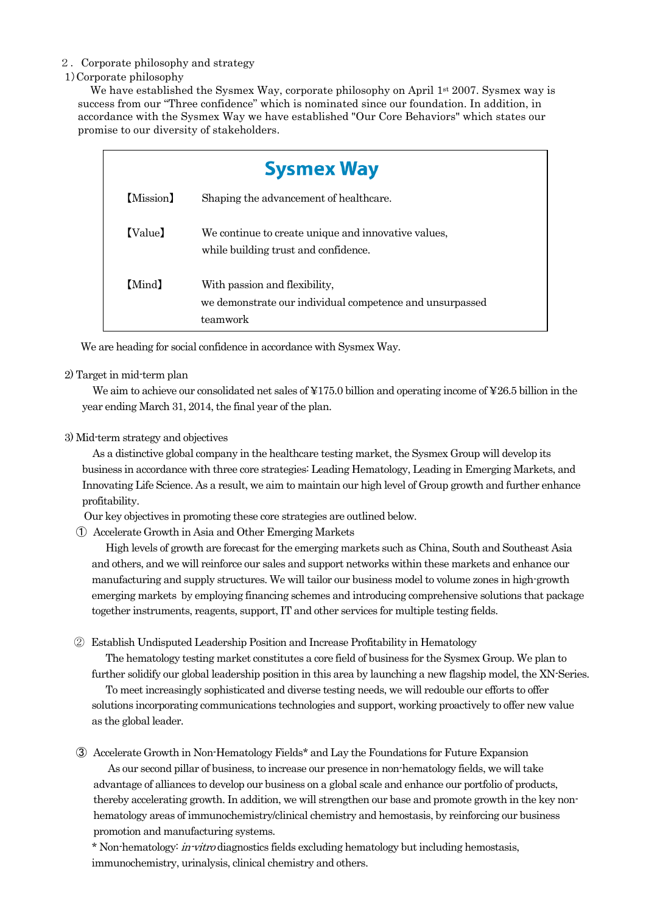## 2． Corporate philosophy and strategy

### 1) Corporate philosophy

We have established the Sysmex Way, corporate philosophy on April 1st 2007. Sysmex way is success from our "Three confidence" which is nominated since our foundation. In addition, in accordance with the Sysmex Way we have established "Our Core Behaviors" which states our promise to our diversity of stakeholders.

**Sysmex Way**

| | |
|---|---|
| 【Mission】 | Shaping the advancement of healthcare. |
| 【Value】 | We continue to create unique and innovative values, while building trust and confidence. |
| 【Mind】 | With passion and flexibility, we demonstrate our individual competence and unsurpassed teamwork |

We are heading for social confidence in accordance with Sysmex Way.

### 2) Target in mid-term plan

We aim to achieve our consolidated net sales of ¥175.0 billion and operating income of ¥26.5 billion in the year ending March 31, 2014, the final year of the plan.

### 3) Mid-term strategy and objectives

As a distinctive global company in the healthcare testing market, the Sysmex Group will develop its business in accordance with three core strategies: Leading Hematology, Leading in Emerging Markets, and Innovating Life Science. As a result, we aim to maintain our high level of Group growth and further enhance profitability.

Our key objectives in promoting these core strategies are outlined below.

① Accelerate Growth in Asia and Other Emerging Markets

High levels of growth are forecast for the emerging markets such as China, South and Southeast Asia and others, and we will reinforce our sales and support networks within these markets and enhance our manufacturing and supply structures. We will tailor our business model to volume zones in high-growth emerging markets by employing financing schemes and introducing comprehensive solutions that package together instruments, reagents, support, IT and other services for multiple testing fields.

② Establish Undisputed Leadership Position and Increase Profitability in Hematology

The hematology testing market constitutes a core field of business for the Sysmex Group. We plan to further solidify our global leadership position in this area by launching a new flagship model, the XN-Series.

To meet increasingly sophisticated and diverse testing needs, we will redouble our efforts to offer solutions incorporating communications technologies and support, working proactively to offer new value as the global leader.

③ Accelerate Growth in Non-Hematology Fields* and Lay the Foundations for Future Expansion

As our second pillar of business, to increase our presence in non-hematology fields, we will take advantage of alliances to develop our business on a global scale and enhance our portfolio of products, thereby accelerating growth. In addition, we will strengthen our base and promote growth in the key non-hematology areas of immunochemistry/clinical chemistry and hemostasis, by reinforcing our business promotion and manufacturing systems.

* Non-hematology: *in-vitro* diagnostics fields excluding hematology but including hemostasis, immunochemistry, urinalysis, clinical chemistry and others.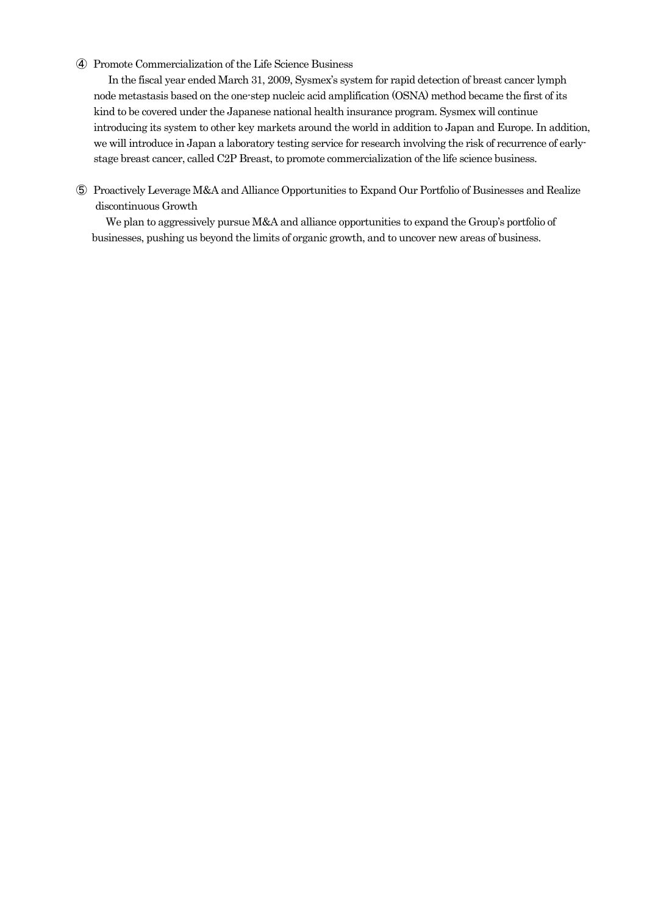④ Promote Commercialization of the Life Science Business

In the fiscal year ended March 31, 2009, Sysmex's system for rapid detection of breast cancer lymph node metastasis based on the one-step nucleic acid amplification (OSNA) method became the first of its kind to be covered under the Japanese national health insurance program. Sysmex will continue introducing its system to other key markets around the world in addition to Japan and Europe. In addition, we will introduce in Japan a laboratory testing service for research involving the risk of recurrence of early-stage breast cancer, called C2P Breast, to promote commercialization of the life science business.

⑤ Proactively Leverage M&A and Alliance Opportunities to Expand Our Portfolio of Businesses and Realize discontinuous Growth

We plan to aggressively pursue M&A and alliance opportunities to expand the Group's portfolio of businesses, pushing us beyond the limits of organic growth, and to uncover new areas of business.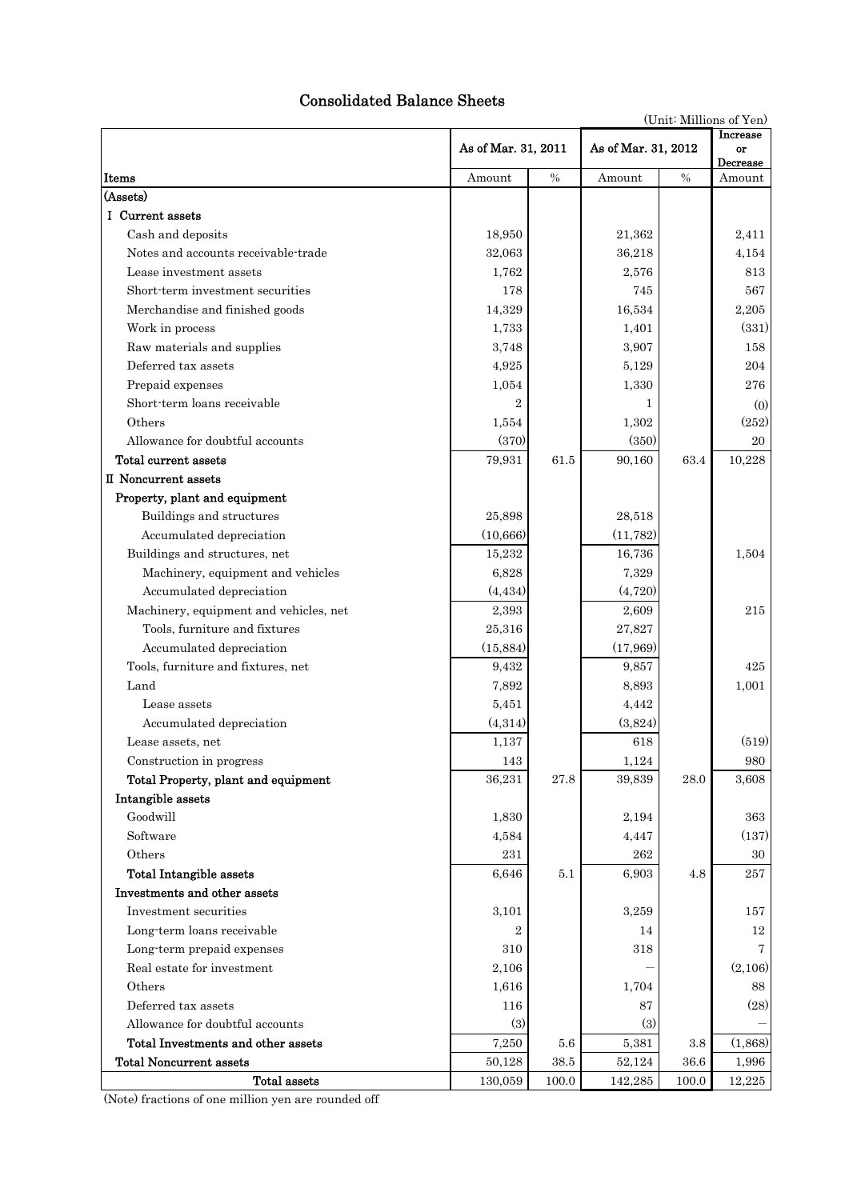# Consolidated Balance Sheets

(Unit: Millions of Yen)

| Items | As of Mar. 31, 2011 | | As of Mar. 31, 2012 | | Increase or Decrease |
|---|---|---|---|---|---|
| | Amount | % | Amount | % | Amount |
| (Assets) | | | | | |
| I Current assets | | | | | |
| Cash and deposits | 18,950 | | 21,362 | | 2,411 |
| Notes and accounts receivable-trade | 32,063 | | 36,218 | | 4,154 |
| Lease investment assets | 1,762 | | 2,576 | | 813 |
| Short-term investment securities | 178 | | 745 | | 567 |
| Merchandise and finished goods | 14,329 | | 16,534 | | 2,205 |
| Work in process | 1,733 | | 1,401 | | (331) |
| Raw materials and supplies | 3,748 | | 3,907 | | 158 |
| Deferred tax assets | 4,925 | | 5,129 | | 204 |
| Prepaid expenses | 1,054 | | 1,330 | | 276 |
| Short-term loans receivable | 2 | | 1 | | (0) |
| Others | 1,554 | | 1,302 | | (252) |
| Allowance for doubtful accounts | (370) | | (350) | | 20 |
| Total current assets | 79,931 | 61.5 | 90,160 | 63.4 | 10,228 |
| II Noncurrent assets | | | | | |
| Property, plant and equipment | | | | | |
| Buildings and structures | 25,898 | | 28,518 | | |
| Accumulated depreciation | (10,666) | | (11,782) | | |
| Buildings and structures, net | 15,232 | | 16,736 | | 1,504 |
| Machinery, equipment and vehicles | 6,828 | | 7,329 | | |
| Accumulated depreciation | (4,434) | | (4,720) | | |
| Machinery, equipment and vehicles, net | 2,393 | | 2,609 | | 215 |
| Tools, furniture and fixtures | 25,316 | | 27,827 | | |
| Accumulated depreciation | (15,884) | | (17,969) | | |
| Tools, furniture and fixtures, net | 9,432 | | 9,857 | | 425 |
| Land | 7,892 | | 8,893 | | 1,001 |
| Lease assets | 5,451 | | 4,442 | | |
| Accumulated depreciation | (4,314) | | (3,824) | | |
| Lease assets, net | 1,137 | | 618 | | (519) |
| Construction in progress | 143 | | 1,124 | | 980 |
| Total Property, plant and equipment | 36,231 | 27.8 | 39,839 | 28.0 | 3,608 |
| Intangible assets | | | | | |
| Goodwill | 1,830 | | 2,194 | | 363 |
| Software | 4,584 | | 4,447 | | (137) |
| Others | 231 | | 262 | | 30 |
| Total Intangible assets | 6,646 | 5.1 | 6,903 | 4.8 | 257 |
| Investments and other assets | | | | | |
| Investment securities | 3,101 | | 3,259 | | 157 |
| Long-term loans receivable | 2 | | 14 | | 12 |
| Long-term prepaid expenses | 310 | | 318 | | 7 |
| Real estate for investment | 2,106 | | — | | (2,106) |
| Others | 1,616 | | 1,704 | | 88 |
| Deferred tax assets | 116 | | 87 | | (28) |
| Allowance for doubtful accounts | (3) | | (3) | | — |
| Total Investments and other assets | 7,250 | 5.6 | 5,381 | 3.8 | (1,868) |
| Total Noncurrent assets | 50,128 | 38.5 | 52,124 | 36.6 | 1,996 |
| Total assets | 130,059 | 100.0 | 142,285 | 100.0 | 12,225 |

(Note) fractions of one million yen are rounded off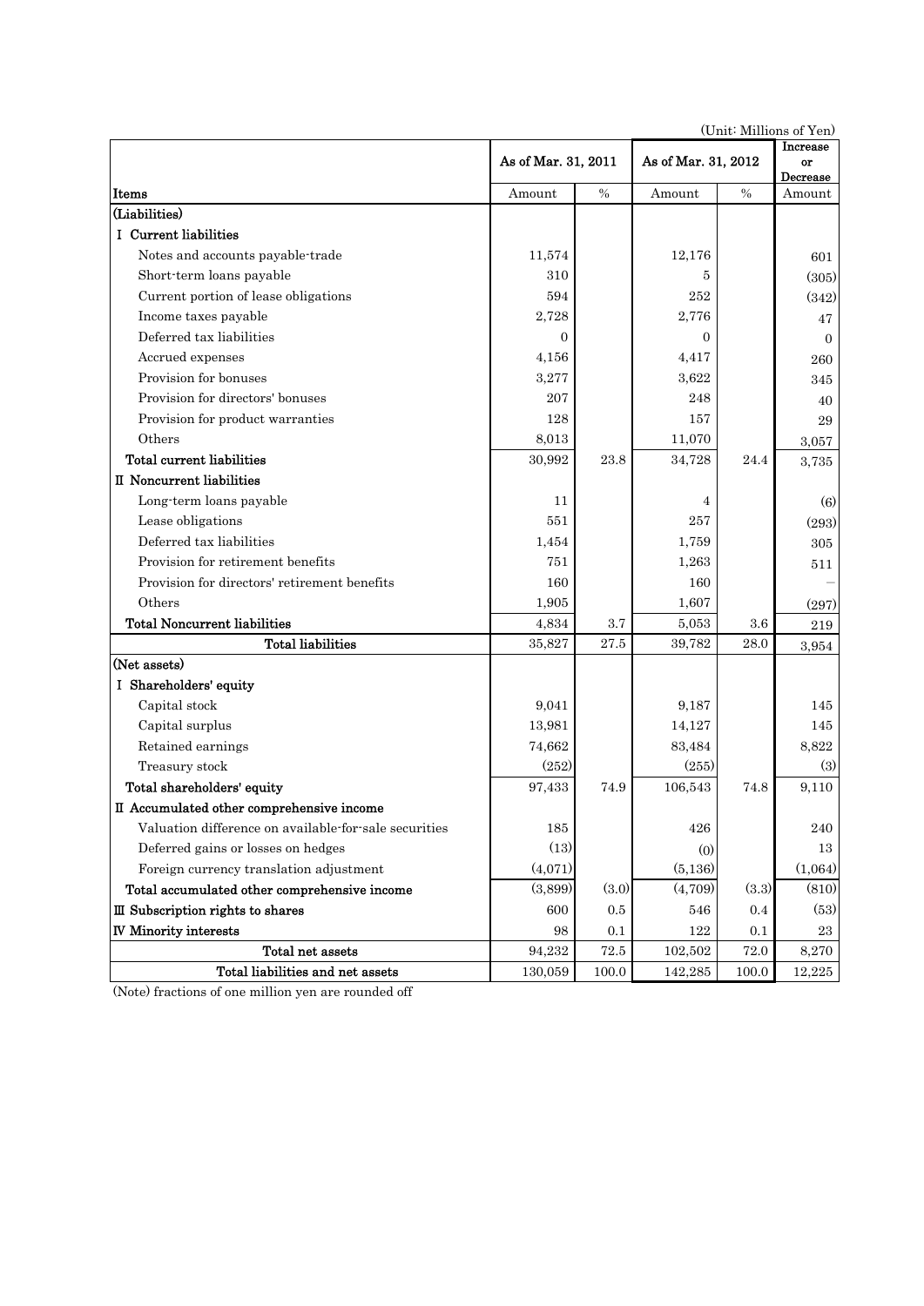(Unit: Millions of Yen)

| Items | As of Mar. 31, 2011 | | As of Mar. 31, 2012 | | Increase or Decrease |
|---|---|---|---|---|---|
| | Amount | % | Amount | % | Amount |
| (Liabilities) | | | | | |
| I Current liabilities | | | | | |
| Notes and accounts payable-trade | 11,574 | | 12,176 | | 601 |
| Short-term loans payable | 310 | | 5 | | (305) |
| Current portion of lease obligations | 594 | | 252 | | (342) |
| Income taxes payable | 2,728 | | 2,776 | | 47 |
| Deferred tax liabilities | 0 | | 0 | | 0 |
| Accrued expenses | 4,156 | | 4,417 | | 260 |
| Provision for bonuses | 3,277 | | 3,622 | | 345 |
| Provision for directors' bonuses | 207 | | 248 | | 40 |
| Provision for product warranties | 128 | | 157 | | 29 |
| Others | 8,013 | | 11,070 | | 3,057 |
| Total current liabilities | 30,992 | 23.8 | 34,728 | 24.4 | 3,735 |
| II Noncurrent liabilities | | | | | |
| Long-term loans payable | 11 | | 4 | | (6) |
| Lease obligations | 551 | | 257 | | (293) |
| Deferred tax liabilities | 1,454 | | 1,759 | | 305 |
| Provision for retirement benefits | 751 | | 1,263 | | 511 |
| Provision for directors' retirement benefits | 160 | | 160 | | – |
| Others | 1,905 | | 1,607 | | (297) |
| Total Noncurrent liabilities | 4,834 | 3.7 | 5,053 | 3.6 | 219 |
| Total liabilities | 35,827 | 27.5 | 39,782 | 28.0 | 3,954 |
| (Net assets) | | | | | |
| I Shareholders' equity | | | | | |
| Capital stock | 9,041 | | 9,187 | | 145 |
| Capital surplus | 13,981 | | 14,127 | | 145 |
| Retained earnings | 74,662 | | 83,484 | | 8,822 |
| Treasury stock | (252) | | (255) | | (3) |
| Total shareholders' equity | 97,433 | 74.9 | 106,543 | 74.8 | 9,110 |
| II Accumulated other comprehensive income | | | | | |
| Valuation difference on available-for-sale securities | 185 | | 426 | | 240 |
| Deferred gains or losses on hedges | (13) | | (0) | | 13 |
| Foreign currency translation adjustment | (4,071) | | (5,136) | | (1,064) |
| Total accumulated other comprehensive income | (3,899) | (3.0) | (4,709) | (3.3) | (810) |
| III Subscription rights to shares | 600 | 0.5 | 546 | 0.4 | (53) |
| IV Minority interests | 98 | 0.1 | 122 | 0.1 | 23 |
| Total net assets | 94,232 | 72.5 | 102,502 | 72.0 | 8,270 |
| Total liabilities and net assets | 130,059 | 100.0 | 142,285 | 100.0 | 12,225 |

(Note) fractions of one million yen are rounded off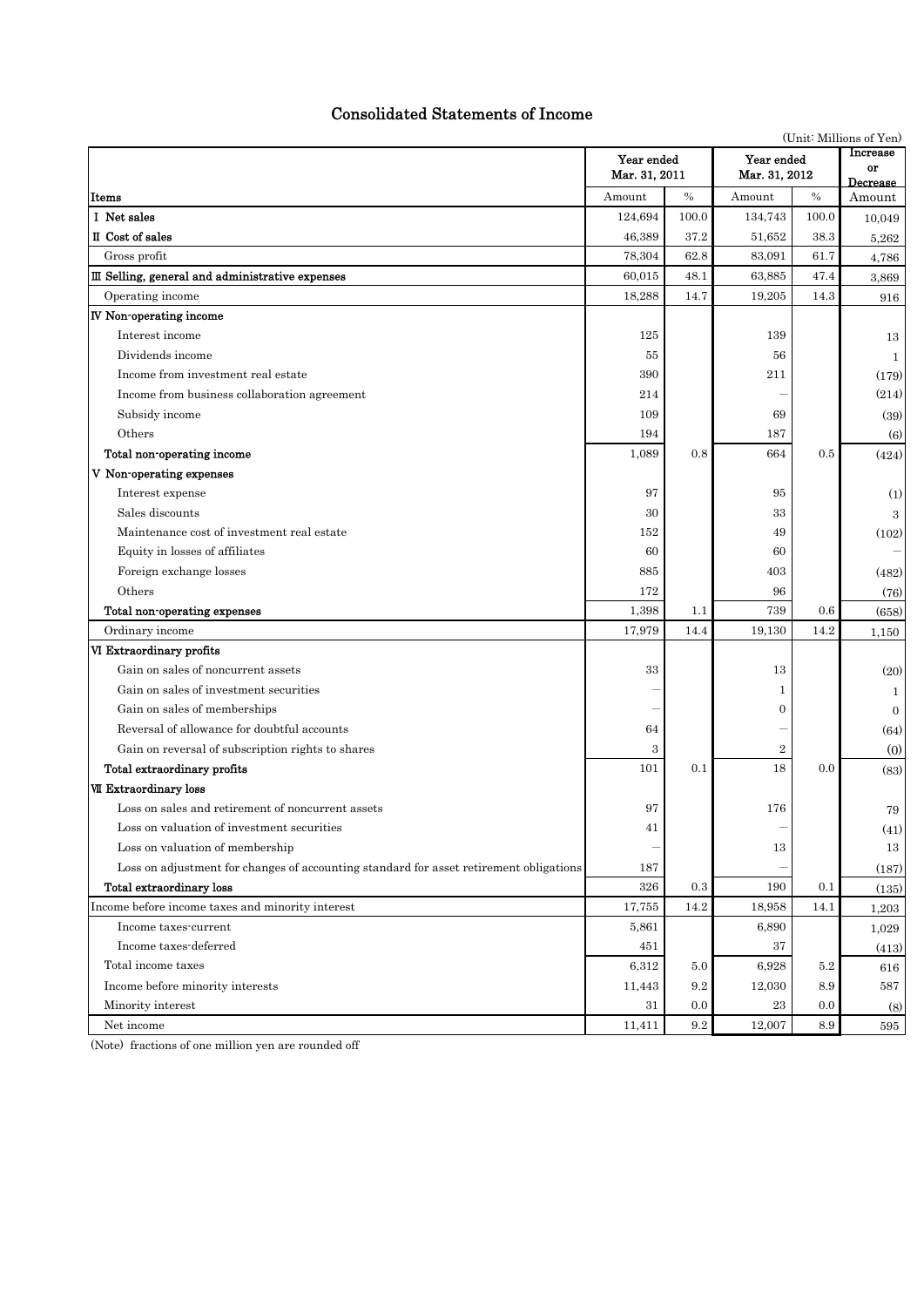# Consolidated Statements of Income

(Unit: Millions of Yen)

| Items | Year ended Mar. 31, 2011 | | Year ended Mar. 31, 2012 | | Increase or Decrease |
|---|---|---|---|---|---|
| | Amount | % | Amount | % | Amount |
| Ⅰ Net sales | 124,694 | 100.0 | 134,743 | 100.0 | 10,049 |
| Ⅱ Cost of sales | 46,389 | 37.2 | 51,652 | 38.3 | 5,262 |
| Gross profit | 78,304 | 62.8 | 83,091 | 61.7 | 4,786 |
| Ⅲ Selling, general and administrative expenses | 60,015 | 48.1 | 63,885 | 47.4 | 3,869 |
| Operating income | 18,288 | 14.7 | 19,205 | 14.3 | 916 |
| Ⅳ Non-operating income | | | | | |
| Interest income | 125 | | 139 | | 13 |
| Dividends income | 55 | | 56 | | 1 |
| Income from investment real estate | 390 | | 211 | | (179) |
| Income from business collaboration agreement | 214 | | ― | | (214) |
| Subsidy income | 109 | | 69 | | (39) |
| Others | 194 | | 187 | | (6) |
| Total non-operating income | 1,089 | 0.8 | 664 | 0.5 | (424) |
| Ⅴ Non-operating expenses | | | | | |
| Interest expense | 97 | | 95 | | (1) |
| Sales discounts | 30 | | 33 | | 3 |
| Maintenance cost of investment real estate | 152 | | 49 | | (102) |
| Equity in losses of affiliates | 60 | | 60 | | ― |
| Foreign exchange losses | 885 | | 403 | | (482) |
| Others | 172 | | 96 | | (76) |
| Total non-operating expenses | 1,398 | 1.1 | 739 | 0.6 | (658) |
| Ordinary income | 17,979 | 14.4 | 19,130 | 14.2 | 1,150 |
| Ⅵ Extraordinary profits | | | | | |
| Gain on sales of noncurrent assets | 33 | | 13 | | (20) |
| Gain on sales of investment securities | ― | | 1 | | 1 |
| Gain on sales of memberships | ― | | 0 | | 0 |
| Reversal of allowance for doubtful accounts | 64 | | ― | | (64) |
| Gain on reversal of subscription rights to shares | 3 | | 2 | | (0) |
| Total extraordinary profits | 101 | 0.1 | 18 | 0.0 | (83) |
| Ⅶ Extraordinary loss | | | | | |
| Loss on sales and retirement of noncurrent assets | 97 | | 176 | | 79 |
| Loss on valuation of investment securities | 41 | | ― | | (41) |
| Loss on valuation of membership | ― | | 13 | | 13 |
| Loss on adjustment for changes of accounting standard for asset retirement obligations | 187 | | ― | | (187) |
| Total extraordinary loss | 326 | 0.3 | 190 | 0.1 | (135) |
| Income before income taxes and minority interest | 17,755 | 14.2 | 18,958 | 14.1 | 1,203 |
| Income taxes-current | 5,861 | | 6,890 | | 1,029 |
| Income taxes-deferred | 451 | | 37 | | (413) |
| Total income taxes | 6,312 | 5.0 | 6,928 | 5.2 | 616 |
| Income before minority interests | 11,443 | 9.2 | 12,030 | 8.9 | 587 |
| Minority interest | 31 | 0.0 | 23 | 0.0 | (8) |
| Net income | 11,411 | 9.2 | 12,007 | 8.9 | 595 |

(Note) fractions of one million yen are rounded off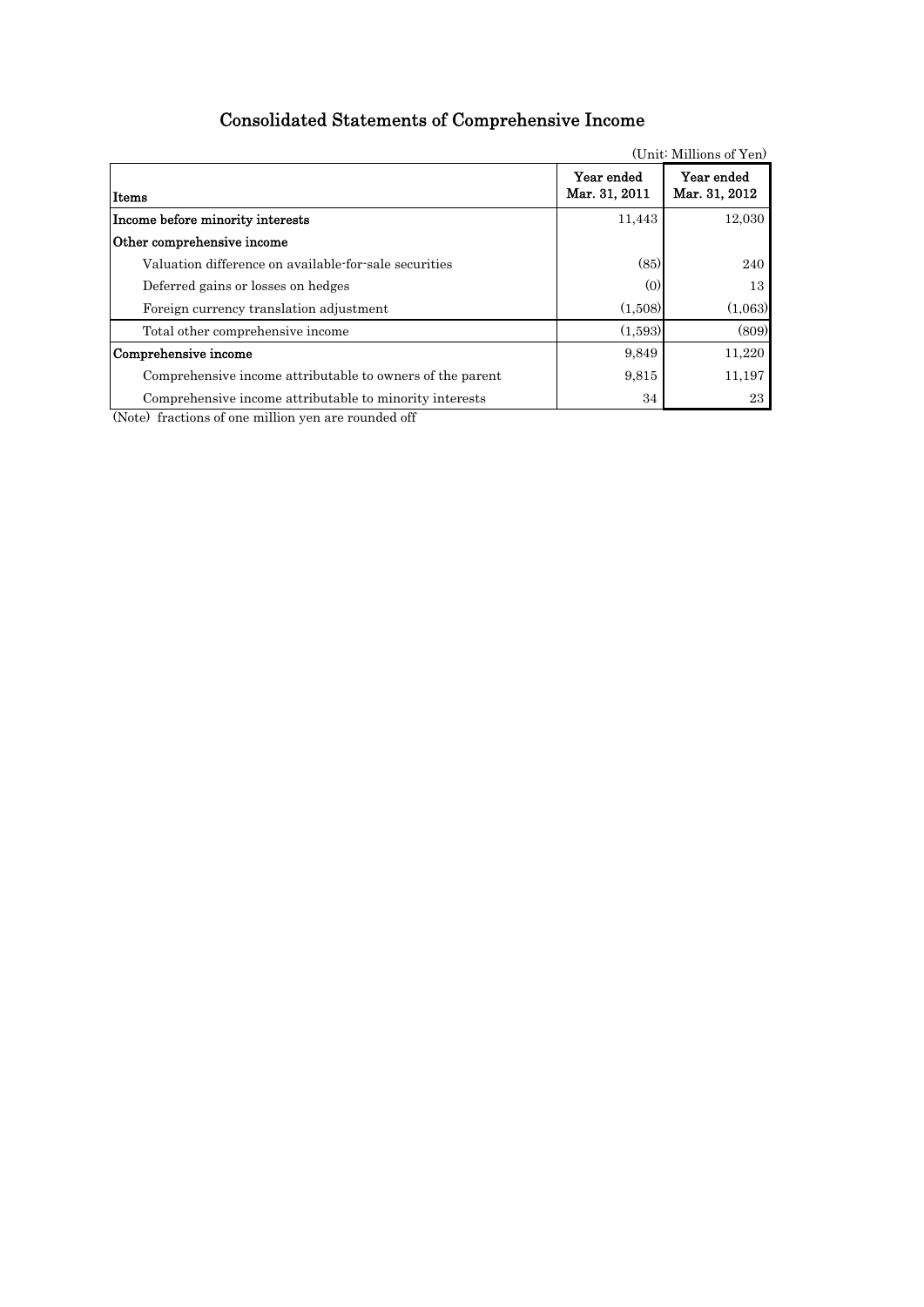# Consolidated Statements of Comprehensive Income

(Unit: Millions of Yen)

| Items | Year ended Mar. 31, 2011 | Year ended Mar. 31, 2012 |
|---|---|---|
| **Income before minority interests** | 11,443 | 12,030 |
| **Other comprehensive income** | | |
| Valuation difference on available-for-sale securities | (85) | 240 |
| Deferred gains or losses on hedges | (0) | 13 |
| Foreign currency translation adjustment | (1,508) | (1,063) |
| Total other comprehensive income | (1,593) | (809) |
| **Comprehensive income** | 9,849 | 11,220 |
| Comprehensive income attributable to owners of the parent | 9,815 | 11,197 |
| Comprehensive income attributable to minority interests | 34 | 23 |

(Note) fractions of one million yen are rounded off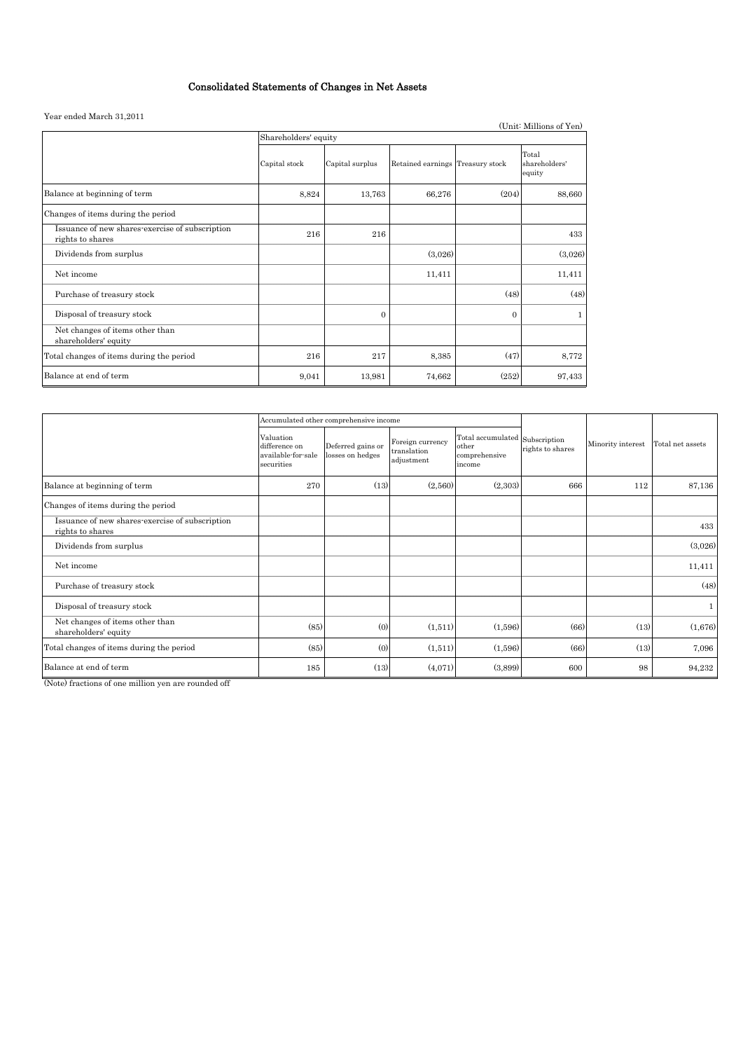# Consolidated Statements of Changes in Net Assets

Year ended March 31,2011

(Unit: Millions of Yen)

| | Shareholders' equity | | | | |
|---|---|---|---|---|---|
| | Capital stock | Capital surplus | Retained earnings | Treasury stock | Total shareholders' equity |
| Balance at beginning of term | 8,824 | 13,763 | 66,276 | (204) | 88,660 |
| Changes of items during the period | | | | | |
| Issuance of new shares-exercise of subscription rights to shares | 216 | 216 | | | 433 |
| Dividends from surplus | | | (3,026) | | (3,026) |
| Net income | | | 11,411 | | 11,411 |
| Purchase of treasury stock | | | | (48) | (48) |
| Disposal of treasury stock | | 0 | | 0 | 1 |
| Net changes of items other than shareholders' equity | | | | | |
| Total changes of items during the period | 216 | 217 | 8,385 | (47) | 8,772 |
| Balance at end of term | 9,041 | 13,981 | 74,662 | (252) | 97,433 |

| | Accumulated other comprehensive income | | | | Subscription rights to shares | Minority interest | Total net assets |
|---|---|---|---|---|---|---|---|
| | Valuation difference on available-for-sale securities | Deferred gains or losses on hedges | Foreign currency translation adjustment | Total accumulated other comprehensive income | | | |
| Balance at beginning of term | 270 | (13) | (2,560) | (2,303) | 666 | 112 | 87,136 |
| Changes of items during the period | | | | | | | |
| Issuance of new shares-exercise of subscription rights to shares | | | | | | | 433 |
| Dividends from surplus | | | | | | | (3,026) |
| Net income | | | | | | | 11,411 |
| Purchase of treasury stock | | | | | | | (48) |
| Disposal of treasury stock | | | | | | | 1 |
| Net changes of items other than shareholders' equity | (85) | (0) | (1,511) | (1,596) | (66) | (13) | (1,676) |
| Total changes of items during the period | (85) | (0) | (1,511) | (1,596) | (66) | (13) | 7,096 |
| Balance at end of term | 185 | (13) | (4,071) | (3,899) | 600 | 98 | 94,232 |

(Note) fractions of one million yen are rounded off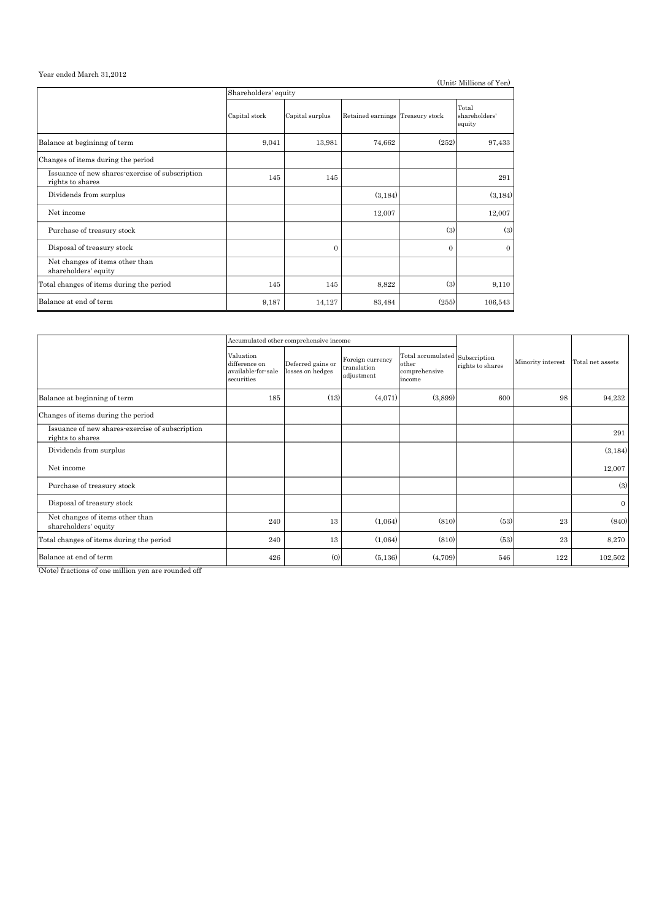Year ended March 31,2012

(Unit: Millions of Yen)

| | Shareholders' equity | | | | |
|---|---|---|---|---|---|
| | Capital stock | Capital surplus | Retained earnings | Treasury stock | Total shareholders' equity |
| Balance at begininng of term | 9,041 | 13,981 | 74,662 | (252) | 97,433 |
| Changes of items during the period | | | | | |
| Issuance of new shares-exercise of subscription rights to shares | 145 | 145 | | | 291 |
| Dividends from surplus | | | (3,184) | | (3,184) |
| Net income | | | 12,007 | | 12,007 |
| Purchase of treasury stock | | | | (3) | (3) |
| Disposal of treasury stock | | 0 | | 0 | 0 |
| Net changes of items other than shareholders' equity | | | | | |
| Total changes of items during the period | 145 | 145 | 8,822 | (3) | 9,110 |
| Balance at end of term | 9,187 | 14,127 | 83,484 | (255) | 106,543 |

| | Accumulated other comprehensive income | | | | Subscription rights to shares | Minority interest | Total net assets |
|---|---|---|---|---|---|---|---|
| | Valuation difference on available-for-sale securities | Deferred gains or losses on hedges | Foreign currency translation adjustment | Total accumulated other comprehensive income | | | |
| Balance at beginning of term | 185 | (13) | (4,071) | (3,899) | 600 | 98 | 94,232 |
| Changes of items during the period | | | | | | | |
| Issuance of new shares-exercise of subscription rights to shares | | | | | | | 291 |
| Dividends from surplus | | | | | | | (3,184) |
| Net income | | | | | | | 12,007 |
| Purchase of treasury stock | | | | | | | (3) |
| Disposal of treasury stock | | | | | | | 0 |
| Net changes of items other than shareholders' equity | 240 | 13 | (1,064) | (810) | (53) | 23 | (840) |
| Total changes of items during the period | 240 | 13 | (1,064) | (810) | (53) | 23 | 8,270 |
| Balance at end of term | 426 | (0) | (5,136) | (4,709) | 546 | 122 | 102,502 |

(Note) fractions of one million yen are rounded off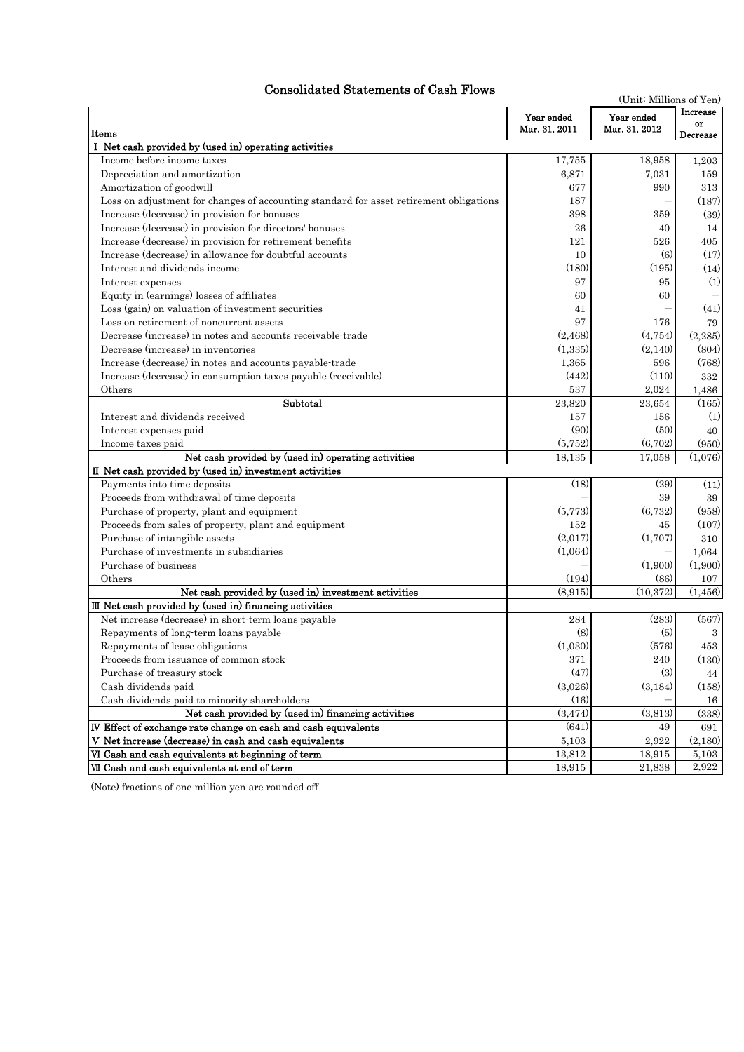# Consolidated Statements of Cash Flows

(Unit: Millions of Yen)

| Items | Year ended Mar. 31, 2011 | Year ended Mar. 31, 2012 | Increase or Decrease |
|---|---|---|---|
| **I Net cash provided by (used in) operating activities** | | | |
| Income before income taxes | 17,755 | 18,958 | 1,203 |
| Depreciation and amortization | 6,871 | 7,031 | 159 |
| Amortization of goodwill | 677 | 990 | 313 |
| Loss on adjustment for changes of accounting standard for asset retirement obligations | 187 | ― | (187) |
| Increase (decrease) in provision for bonuses | 398 | 359 | (39) |
| Increase (decrease) in provision for directors' bonuses | 26 | 40 | 14 |
| Increase (decrease) in provision for retirement benefits | 121 | 526 | 405 |
| Increase (decrease) in allowance for doubtful accounts | 10 | (6) | (17) |
| Interest and dividends income | (180) | (195) | (14) |
| Interest expenses | 97 | 95 | (1) |
| Equity in (earnings) losses of affiliates | 60 | 60 | ― |
| Loss (gain) on valuation of investment securities | 41 | ― | (41) |
| Loss on retirement of noncurrent assets | 97 | 176 | 79 |
| Decrease (increase) in notes and accounts receivable-trade | (2,468) | (4,754) | (2,285) |
| Decrease (increase) in inventories | (1,335) | (2,140) | (804) |
| Increase (decrease) in notes and accounts payable-trade | 1,365 | 596 | (768) |
| Increase (decrease) in consumption taxes payable (receivable) | (442) | (110) | 332 |
| Others | 537 | 2,024 | 1,486 |
| Subtotal | 23,820 | 23,654 | (165) |
| Interest and dividends received | 157 | 156 | (1) |
| Interest expenses paid | (90) | (50) | 40 |
| Income taxes paid | (5,752) | (6,702) | (950) |
| Net cash provided by (used in) operating activities | 18,135 | 17,058 | (1,076) |
| **II Net cash provided by (used in) investment activities** | | | |
| Payments into time deposits | (18) | (29) | (11) |
| Proceeds from withdrawal of time deposits | ― | 39 | 39 |
| Purchase of property, plant and equipment | (5,773) | (6,732) | (958) |
| Proceeds from sales of property, plant and equipment | 152 | 45 | (107) |
| Purchase of intangible assets | (2,017) | (1,707) | 310 |
| Purchase of investments in subsidiaries | (1,064) | ― | 1,064 |
| Purchase of business | ― | (1,900) | (1,900) |
| Others | (194) | (86) | 107 |
| Net cash provided by (used in) investment activities | (8,915) | (10,372) | (1,456) |
| **III Net cash provided by (used in) financing activities** | | | |
| Net increase (decrease) in short-term loans payable | 284 | (283) | (567) |
| Repayments of long-term loans payable | (8) | (5) | 3 |
| Repayments of lease obligations | (1,030) | (576) | 453 |
| Proceeds from issuance of common stock | 371 | 240 | (130) |
| Purchase of treasury stock | (47) | (3) | 44 |
| Cash dividends paid | (3,026) | (3,184) | (158) |
| Cash dividends paid to minority shareholders | (16) | ― | 16 |
| Net cash provided by (used in) financing activities | (3,474) | (3,813) | (338) |
| **IV Effect of exchange rate change on cash and cash equivalents** | (641) | 49 | 691 |
| **V Net increase (decrease) in cash and cash equivalents** | 5,103 | 2,922 | (2,180) |
| **VI Cash and cash equivalents at beginning of term** | 13,812 | 18,915 | 5,103 |
| **VII Cash and cash equivalents at end of term** | 18,915 | 21,838 | 2,922 |

(Note) fractions of one million yen are rounded off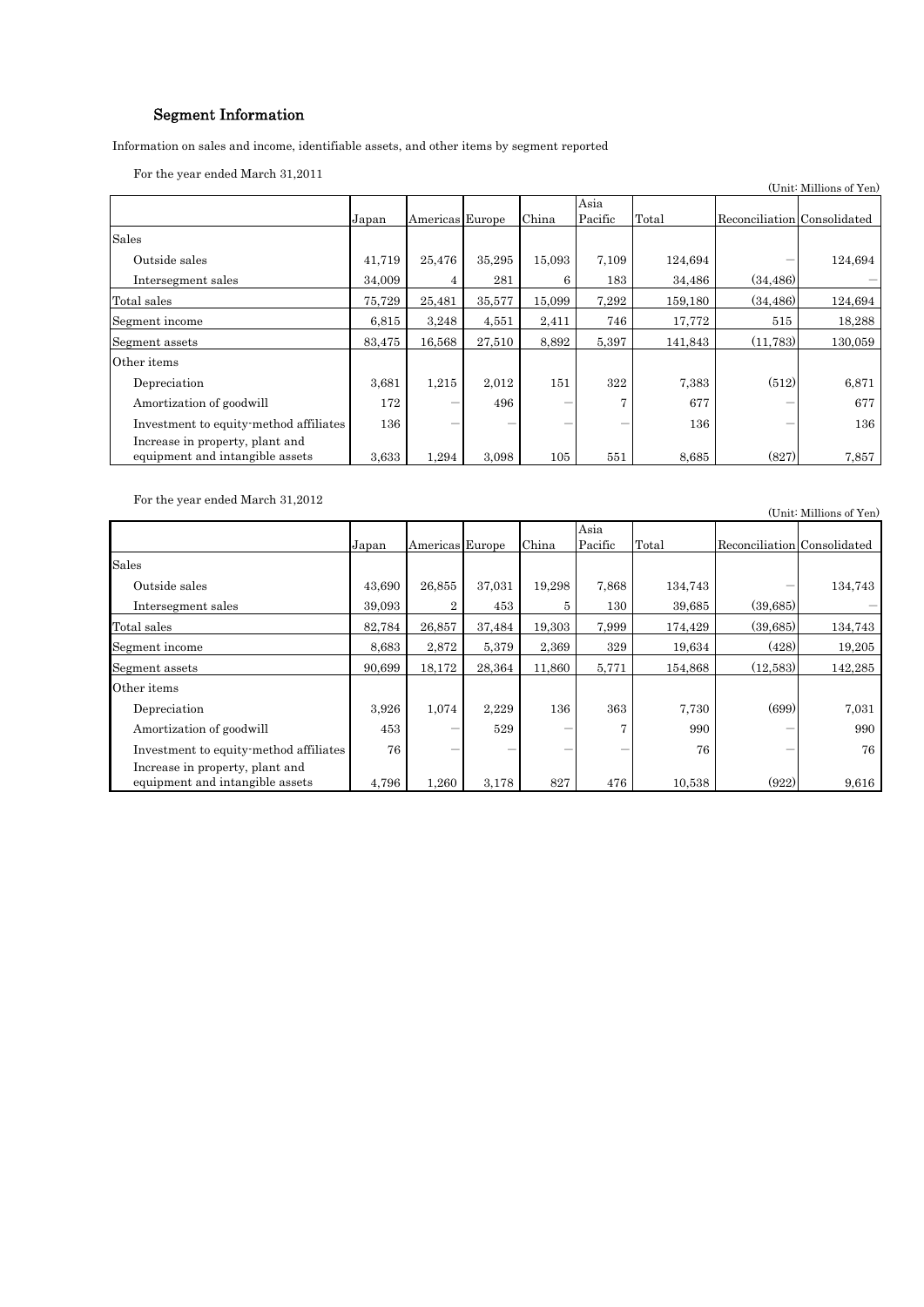## Segment Information

Information on sales and income, identifiable assets, and other items by segment reported

For the year ended March 31,2011

(Unit: Millions of Yen)

| | Japan | Americas | Europe | China | Asia Pacific | Total | Reconciliation | Consolidated |
|---|---|---|---|---|---|---|---|---|
| Sales | | | | | | | | |
| Outside sales | 41,719 | 25,476 | 35,295 | 15,093 | 7,109 | 124,694 | ― | 124,694 |
| Intersegment sales | 34,009 | 4 | 281 | 6 | 183 | 34,486 | (34,486) | ― |
| Total sales | 75,729 | 25,481 | 35,577 | 15,099 | 7,292 | 159,180 | (34,486) | 124,694 |
| Segment income | 6,815 | 3,248 | 4,551 | 2,411 | 746 | 17,772 | 515 | 18,288 |
| Segment assets | 83,475 | 16,568 | 27,510 | 8,892 | 5,397 | 141,843 | (11,783) | 130,059 |
| Other items | | | | | | | | |
| Depreciation | 3,681 | 1,215 | 2,012 | 151 | 322 | 7,383 | (512) | 6,871 |
| Amortization of goodwill | 172 | ― | 496 | ― | 7 | 677 | ― | 677 |
| Investment to equity-method affiliates | 136 | ― | ― | ― | ― | 136 | ― | 136 |
| Increase in property, plant and equipment and intangible assets | 3,633 | 1,294 | 3,098 | 105 | 551 | 8,685 | (827) | 7,857 |

For the year ended March 31,2012

(Unit: Millions of Yen)

| | Japan | Americas | Europe | China | Asia Pacific | Total | Reconciliation | Consolidated |
|---|---|---|---|---|---|---|---|---|
| Sales | | | | | | | | |
| Outside sales | 43,690 | 26,855 | 37,031 | 19,298 | 7,868 | 134,743 | ― | 134,743 |
| Intersegment sales | 39,093 | 2 | 453 | 5 | 130 | 39,685 | (39,685) | ― |
| Total sales | 82,784 | 26,857 | 37,484 | 19,303 | 7,999 | 174,429 | (39,685) | 134,743 |
| Segment income | 8,683 | 2,872 | 5,379 | 2,369 | 329 | 19,634 | (428) | 19,205 |
| Segment assets | 90,699 | 18,172 | 28,364 | 11,860 | 5,771 | 154,868 | (12,583) | 142,285 |
| Other items | | | | | | | | |
| Depreciation | 3,926 | 1,074 | 2,229 | 136 | 363 | 7,730 | (699) | 7,031 |
| Amortization of goodwill | 453 | ― | 529 | ― | 7 | 990 | ― | 990 |
| Investment to equity-method affiliates | 76 | ― | ― | ― | ― | 76 | ― | 76 |
| Increase in property, plant and equipment and intangible assets | 4,796 | 1,260 | 3,178 | 827 | 476 | 10,538 | (922) | 9,616 |